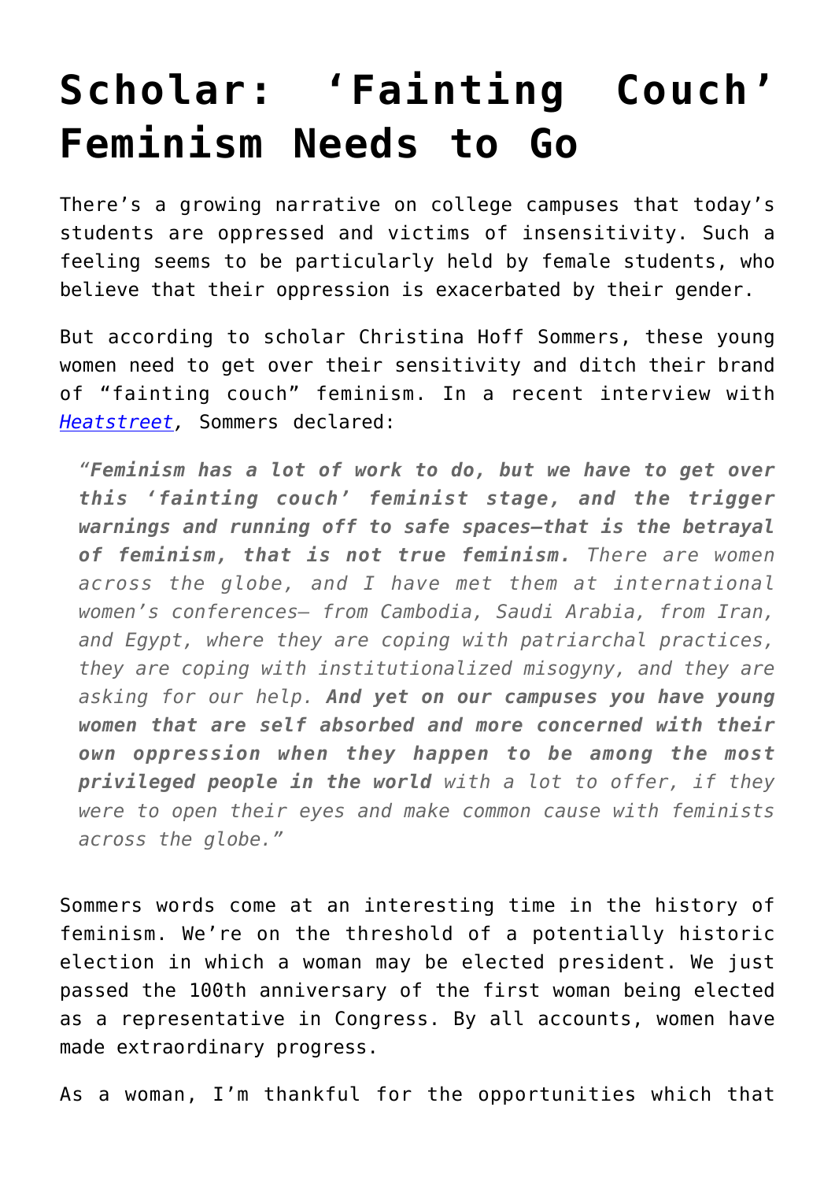# Scholar: 'Fainting Couch' Feminism Needs to Go

There's a growing narrative on college campuses that today's students are oppressed and victims of insensitivity. Such a feeling seems to be particularly held by female students, who believe that their oppression is exacerbated by their gender.

But according to scholar Christina Hoff Sommers, these young women need to get over their sensitivity and ditch their brand of "fainting couch" feminism. In a recent interview with *[Heatstreet](Heatstreet)*, Sommers declared:

> *"**Feminism has a lot of work to do, but we have to get over this 'fainting couch' feminist stage, and the trigger warnings and running off to safe spaces—that is the betrayal of feminism, that is not true feminism.** There are women across the globe, and I have met them at international women's conferences— from Cambodia, Saudi Arabia, from Iran, and Egypt, where they are coping with patriarchal practices, they are coping with institutionalized misogyny, and they are asking for our help. **And yet on our campuses you have young women that are self absorbed and more concerned with their own oppression when they happen to be among the most privileged people in the world** with a lot to offer, if they were to open their eyes and make common cause with feminists across the globe."*

Sommers words come at an interesting time in the history of feminism. We're on the threshold of a potentially historic election in which a woman may be elected president. We just passed the 100th anniversary of the first woman being elected as a representative in Congress. By all accounts, women have made extraordinary progress.

As a woman, I'm thankful for the opportunities which that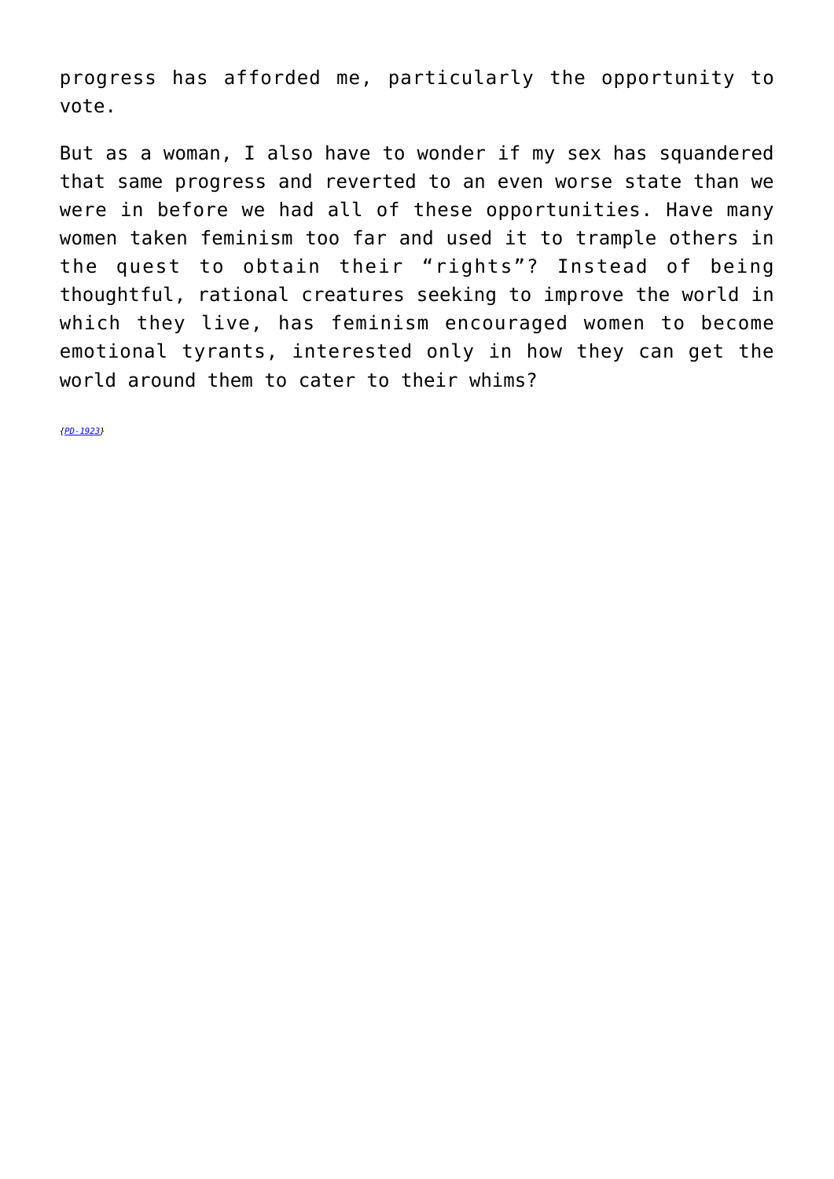progress has afforded me, particularly the opportunity to vote.

But as a woman, I also have to wonder if my sex has squandered that same progress and reverted to an even worse state than we were in before we had all of these opportunities. Have many women taken feminism too far and used it to trample others in the quest to obtain their "rights"? Instead of being thoughtful, rational creatures seeking to improve the world in which they live, has feminism encouraged women to become emotional tyrants, interested only in how they can get the world around them to cater to their whims?

*{PD-1923}*